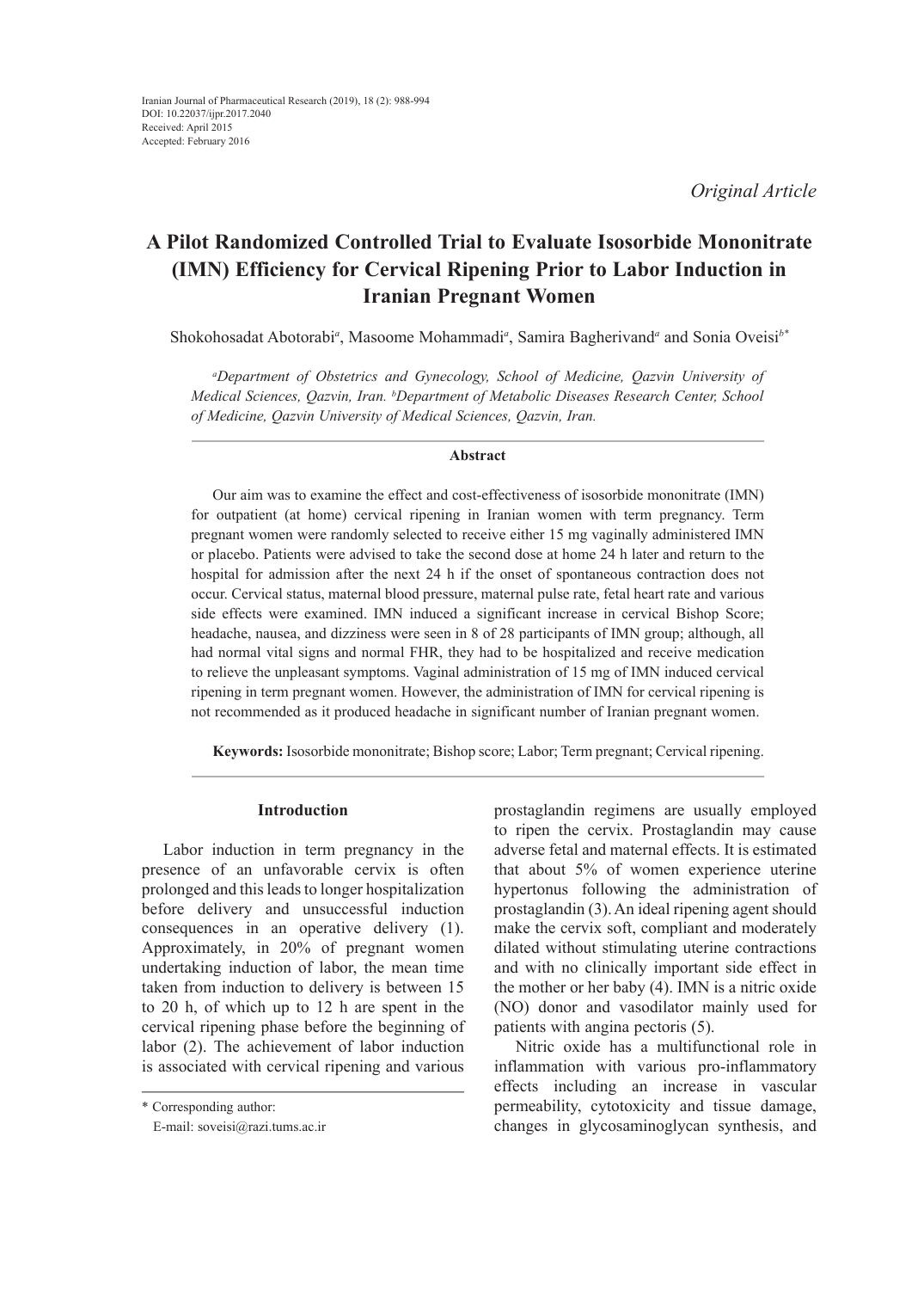*Original Article*

# A Pilot Randomized Controlled Trial to Evaluate Isosorbide Mononitrate (IMN) Efficiency for Cervical Ripening Prior to Labor Induction in Iranian Pregnant Women

Shokohosadat Abotorabi[a], Masoome Mohammadi[a], Samira Bagherivand[a] and Sonia Oveisi[b*]

*[a]Department of Obstetrics and Gynecology, School of Medicine, Qazvin University of Medical Sciences, Qazvin, Iran. [b]Department of Metabolic Diseases Research Center, School of Medicine, Qazvin University of Medical Sciences, Qazvin, Iran.*

### Abstract

Our aim was to examine the effect and cost-effectiveness of isosorbide mononitrate (IMN) for outpatient (at home) cervical ripening in Iranian women with term pregnancy. Term pregnant women were randomly selected to receive either 15 mg vaginally administered IMN or placebo. Patients were advised to take the second dose at home 24 h later and return to the hospital for admission after the next 24 h if the onset of spontaneous contraction does not occur. Cervical status, maternal blood pressure, maternal pulse rate, fetal heart rate and various side effects were examined. IMN induced a significant increase in cervical Bishop Score; headache, nausea, and dizziness were seen in 8 of 28 participants of IMN group; although, all had normal vital signs and normal FHR, they had to be hospitalized and receive medication to relieve the unpleasant symptoms. Vaginal administration of 15 mg of IMN induced cervical ripening in term pregnant women. However, the administration of IMN for cervical ripening is not recommended as it produced headache in significant number of Iranian pregnant women.

**Keywords:** Isosorbide mononitrate; Bishop score; Labor; Term pregnant; Cervical ripening.

## Introduction

Labor induction in term pregnancy in the presence of an unfavorable cervix is often prolonged and this leads to longer hospitalization before delivery and unsuccessful induction consequences in an operative delivery (1). Approximately, in 20% of pregnant women undertaking induction of labor, the mean time taken from induction to delivery is between 15 to 20 h, of which up to 12 h are spent in the cervical ripening phase before the beginning of labor (2). The achievement of labor induction is associated with cervical ripening and various prostaglandin regimens are usually employed to ripen the cervix. Prostaglandin may cause adverse fetal and maternal effects. It is estimated that about 5% of women experience uterine hypertonus following the administration of prostaglandin (3). An ideal ripening agent should make the cervix soft, compliant and moderately dilated without stimulating uterine contractions and with no clinically important side effect in the mother or her baby (4). IMN is a nitric oxide (NO) donor and vasodilator mainly used for patients with angina pectoris (5).

Nitric oxide has a multifunctional role in inflammation with various pro-inflammatory effects including an increase in vascular permeability, cytotoxicity and tissue damage, changes in glycosaminoglycan synthesis, and

\* Corresponding author:
E-mail: soveisi@razi.tums.ac.ir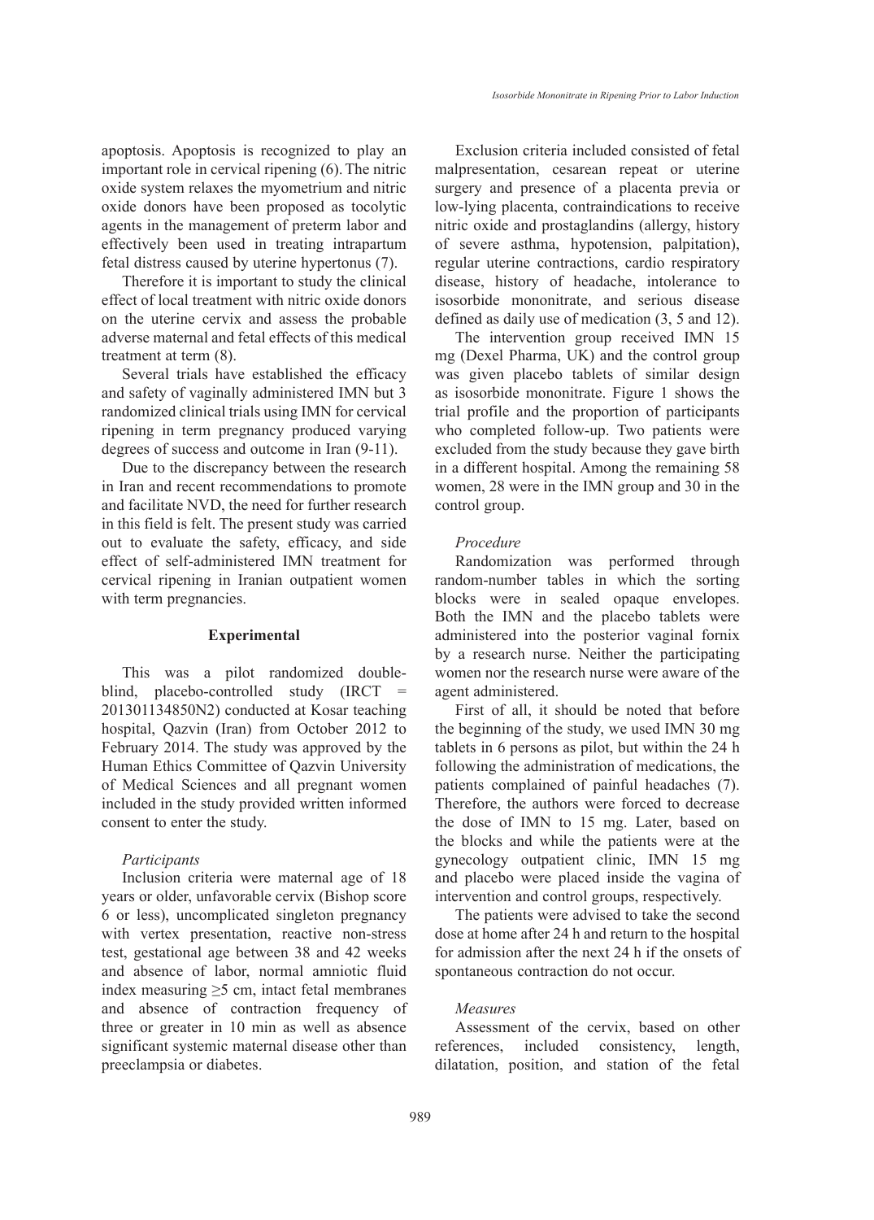apoptosis. Apoptosis is recognized to play an important role in cervical ripening (6). The nitric oxide system relaxes the myometrium and nitric oxide donors have been proposed as tocolytic agents in the management of preterm labor and effectively been used in treating intrapartum fetal distress caused by uterine hypertonus (7).

Therefore it is important to study the clinical effect of local treatment with nitric oxide donors on the uterine cervix and assess the probable adverse maternal and fetal effects of this medical treatment at term (8).

Several trials have established the efficacy and safety of vaginally administered IMN but 3 randomized clinical trials using IMN for cervical ripening in term pregnancy produced varying degrees of success and outcome in Iran (9-11).

Due to the discrepancy between the research in Iran and recent recommendations to promote and facilitate NVD, the need for further research in this field is felt. The present study was carried out to evaluate the safety, efficacy, and side effect of self-administered IMN treatment for cervical ripening in Iranian outpatient women with term pregnancies.

## Experimental

This was a pilot randomized double-blind, placebo-controlled study (IRCT = 201301134850N2) conducted at Kosar teaching hospital, Qazvin (Iran) from October 2012 to February 2014. The study was approved by the Human Ethics Committee of Qazvin University of Medical Sciences and all pregnant women included in the study provided written informed consent to enter the study.

### *Participants*

Inclusion criteria were maternal age of 18 years or older, unfavorable cervix (Bishop score 6 or less), uncomplicated singleton pregnancy with vertex presentation, reactive non-stress test, gestational age between 38 and 42 weeks and absence of labor, normal amniotic fluid index measuring ≥5 cm, intact fetal membranes and absence of contraction frequency of three or greater in 10 min as well as absence significant systemic maternal disease other than preeclampsia or diabetes.

Exclusion criteria included consisted of fetal malpresentation, cesarean repeat or uterine surgery and presence of a placenta previa or low-lying placenta, contraindications to receive nitric oxide and prostaglandins (allergy, history of severe asthma, hypotension, palpitation), regular uterine contractions, cardio respiratory disease, history of headache, intolerance to isosorbide mononitrate, and serious disease defined as daily use of medication (3, 5 and 12).

The intervention group received IMN 15 mg (Dexel Pharma, UK) and the control group was given placebo tablets of similar design as isosorbide mononitrate. Figure 1 shows the trial profile and the proportion of participants who completed follow-up. Two patients were excluded from the study because they gave birth in a different hospital. Among the remaining 58 women, 28 were in the IMN group and 30 in the control group.

### *Procedure*

Randomization was performed through random-number tables in which the sorting blocks were in sealed opaque envelopes. Both the IMN and the placebo tablets were administered into the posterior vaginal fornix by a research nurse. Neither the participating women nor the research nurse were aware of the agent administered.

First of all, it should be noted that before the beginning of the study, we used IMN 30 mg tablets in 6 persons as pilot, but within the 24 h following the administration of medications, the patients complained of painful headaches (7). Therefore, the authors were forced to decrease the dose of IMN to 15 mg. Later, based on the blocks and while the patients were at the gynecology outpatient clinic, IMN 15 mg and placebo were placed inside the vagina of intervention and control groups, respectively.

The patients were advised to take the second dose at home after 24 h and return to the hospital for admission after the next 24 h if the onsets of spontaneous contraction do not occur.

### *Measures*

Assessment of the cervix, based on other references, included consistency, length, dilatation, position, and station of the fetal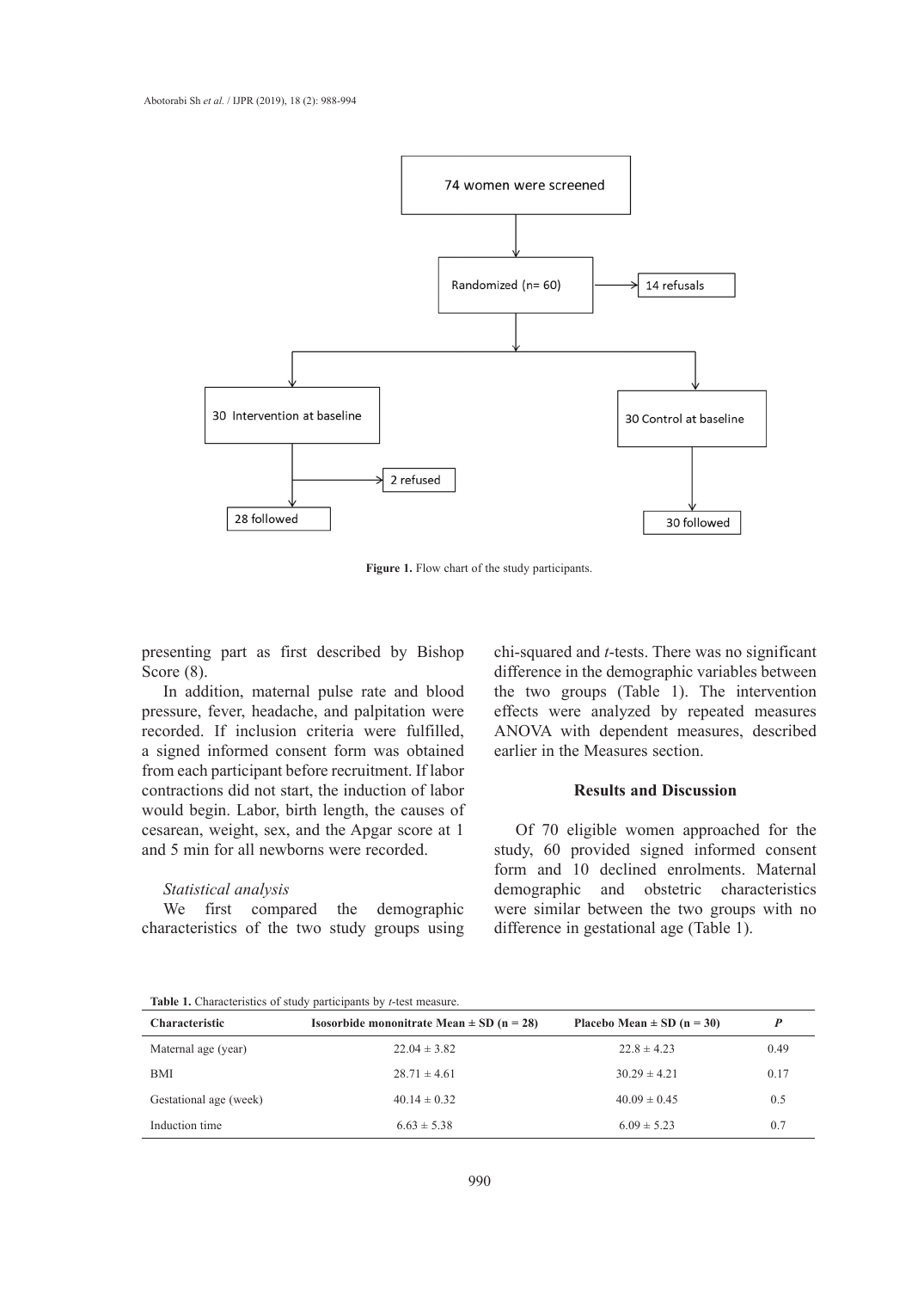**Figure 1.** Flow chart of the study participants.

presenting part as first described by Bishop Score (8).

In addition, maternal pulse rate and blood pressure, fever, headache, and palpitation were recorded. If inclusion criteria were fulfilled, a signed informed consent form was obtained from each participant before recruitment. If labor contractions did not start, the induction of labor would begin. Labor, birth length, the causes of cesarean, weight, sex, and the Apgar score at 1 and 5 min for all newborns were recorded.

*Statistical analysis*

We first compared the demographic characteristics of the two study groups using chi-squared and *t*-tests. There was no significant difference in the demographic variables between the two groups (Table 1). The intervention effects were analyzed by repeated measures ANOVA with dependent measures, described earlier in the Measures section.

## Results and Discussion

Of 70 eligible women approached for the study, 60 provided signed informed consent form and 10 declined enrolments. Maternal demographic and obstetric characteristics were similar between the two groups with no difference in gestational age (Table 1).

**Table 1.** Characteristics of study participants by *t*-test measure.

| Characteristic | Isosorbide mononitrate Mean ± SD (n = 28) | Placebo Mean ± SD (n = 30) | *P* |
|---|---|---|---|
| Maternal age (year) | 22.04 ± 3.82 | 22.8 ± 4.23 | 0.49 |
| BMI | 28.71 ± 4.61 | 30.29 ± 4.21 | 0.17 |
| Gestational age (week) | 40.14 ± 0.32 | 40.09 ± 0.45 | 0.5 |
| Induction time | 6.63 ± 5.38 | 6.09 ± 5.23 | 0.7 |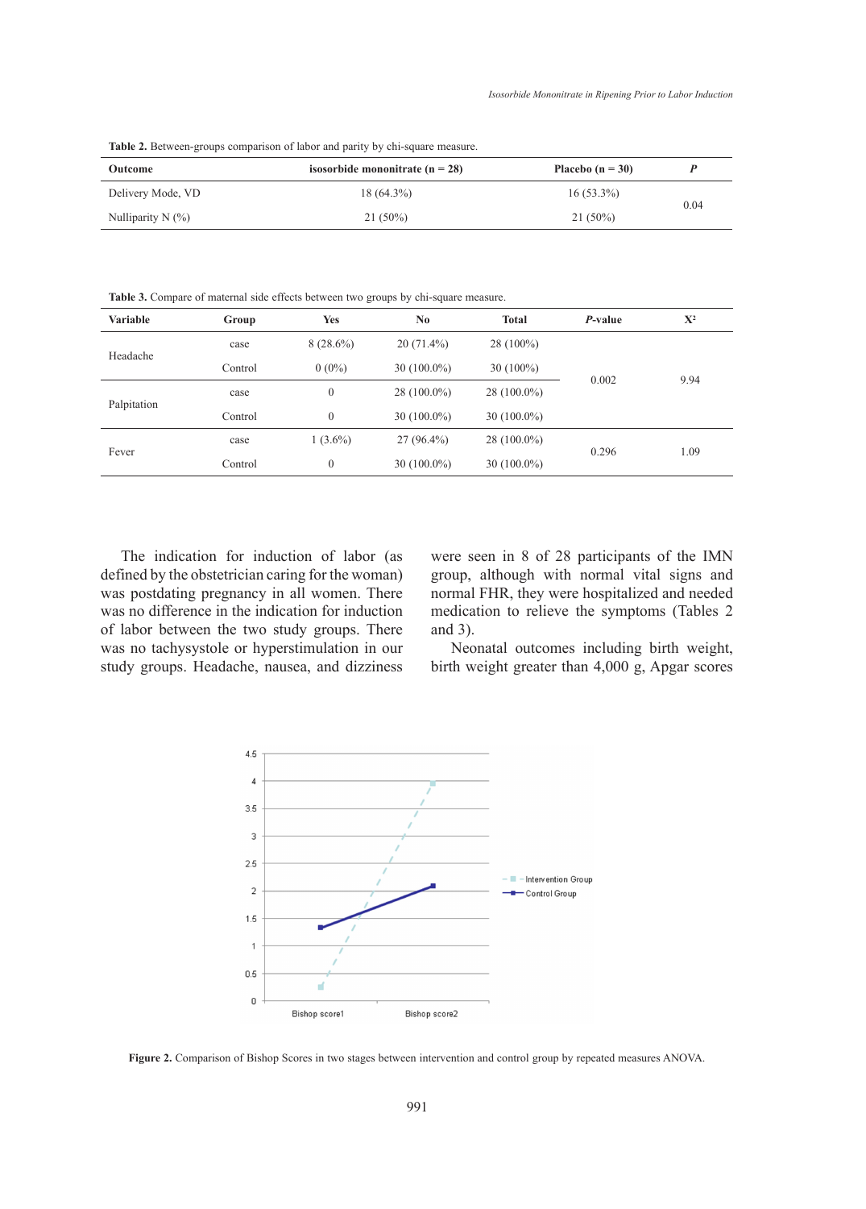**Table 2.** Between-groups comparison of labor and parity by chi-square measure.

| Outcome | isosorbide mononitrate (n = 28) | Placebo (n = 30) | *P* |
|---|---|---|---|
| Delivery Mode, VD | 18 (64.3%) | 16 (53.3%) | 0.04 |
| Nulliparity N (%) | 21 (50%) | 21 (50%) | |

**Table 3.** Compare of maternal side effects between two groups by chi-square measure.

| Variable | Group | Yes | No | Total | *P*-value | $X^2$ |
|---|---|---|---|---|---|---|
| Headache | case | 8 (28.6%) | 20 (71.4%) | 28 (100%) | 0.002 | 9.94 |
| | Control | 0 (0%) | 30 (100.0%) | 30 (100%) | | |
| Palpitation | case | 0 | 28 (100.0%) | 28 (100.0%) | | |
| | Control | 0 | 30 (100.0%) | 30 (100.0%) | | |
| Fever | case | 1 (3.6%) | 27 (96.4%) | 28 (100.0%) | 0.296 | 1.09 |
| | Control | 0 | 30 (100.0%) | 30 (100.0%) | | |

The indication for induction of labor (as defined by the obstetrician caring for the woman) was postdating pregnancy in all women. There was no difference in the indication for induction of labor between the two study groups. There was no tachysystole or hyperstimulation in our study groups. Headache, nausea, and dizziness were seen in 8 of 28 participants of the IMN group, although with normal vital signs and normal FHR, they were hospitalized and needed medication to relieve the symptoms (Tables 2 and 3).

Neonatal outcomes including birth weight, birth weight greater than 4,000 g, Apgar scores

**Figure 2.** Comparison of Bishop Scores in two stages between intervention and control group by repeated measures ANOVA.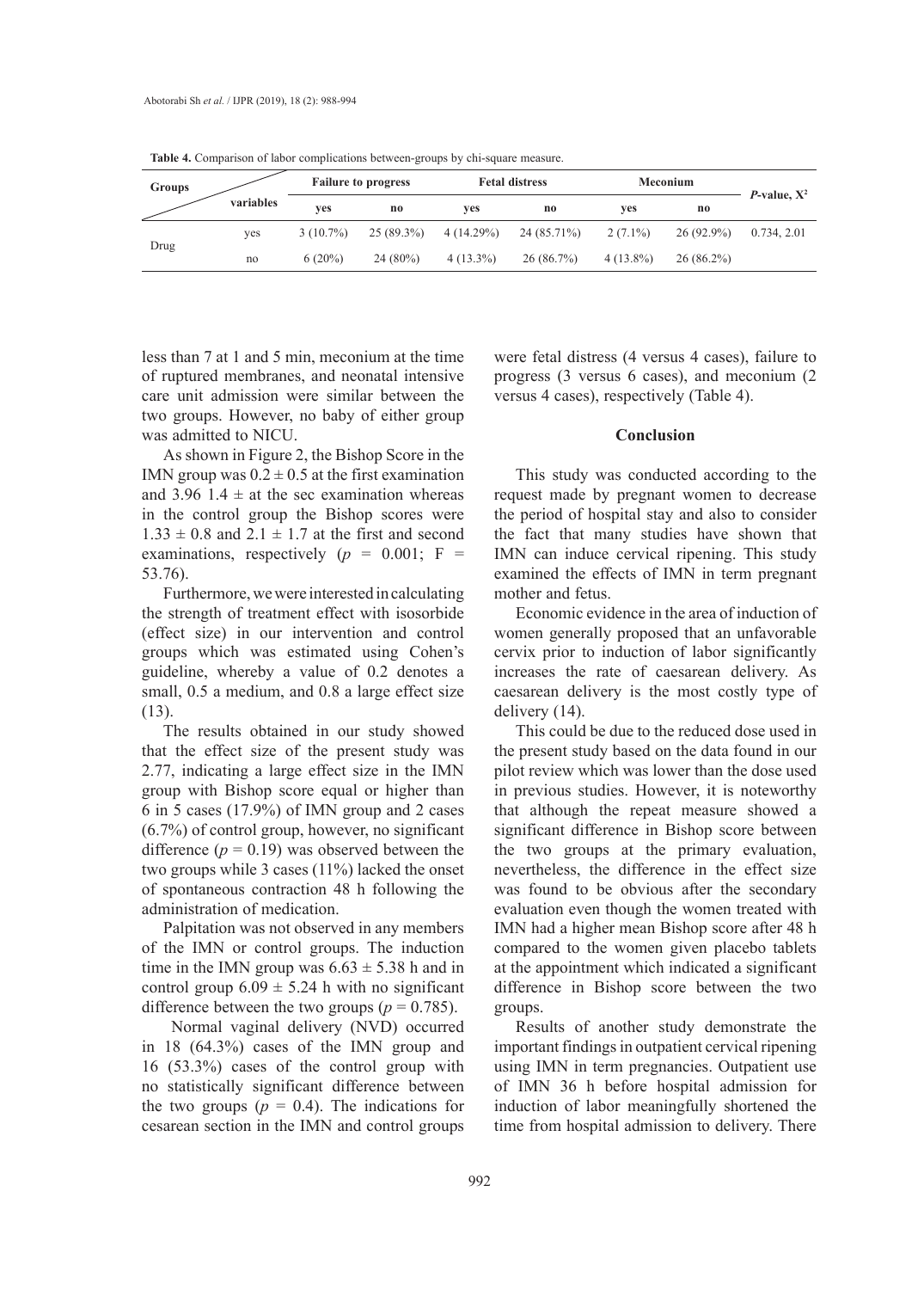**Table 4.** Comparison of labor complications between-groups by chi-square measure.

| Groups | variables | Failure to progress | | Fetal distress | | Meconium | | *P*-value, $X^2$ |
|---|---|---|---|---|---|---|---|---|
| | | yes | no | yes | no | yes | no | |
| Drug | yes | 3 (10.7%) | 25 (89.3%) | 4 (14.29%) | 24 (85.71%) | 2 (7.1%) | 26 (92.9%) | 0.734, 2.01 |
| | no | 6 (20%) | 24 (80%) | 4 (13.3%) | 26 (86.7%) | 4 (13.8%) | 26 (86.2%) | |

less than 7 at 1 and 5 min, meconium at the time of ruptured membranes, and neonatal intensive care unit admission were similar between the two groups. However, no baby of either group was admitted to NICU.

As shown in Figure 2, the Bishop Score in the IMN group was $0.2 \pm 0.5$ at the first examination and 3.96 $1.4 \pm$ at the sec examination whereas in the control group the Bishop scores were $1.33 \pm 0.8$ and $2.1 \pm 1.7$ at the first and second examinations, respectively ($p = 0.001$; F = 53.76).

Furthermore, we were interested in calculating the strength of treatment effect with isosorbide (effect size) in our intervention and control groups which was estimated using Cohen's guideline, whereby a value of 0.2 denotes a small, 0.5 a medium, and 0.8 a large effect size (13).

The results obtained in our study showed that the effect size of the present study was 2.77, indicating a large effect size in the IMN group with Bishop score equal or higher than 6 in 5 cases (17.9%) of IMN group and 2 cases (6.7%) of control group, however, no significant difference ($p = 0.19$) was observed between the two groups while 3 cases (11%) lacked the onset of spontaneous contraction 48 h following the administration of medication.

Palpitation was not observed in any members of the IMN or control groups. The induction time in the IMN group was $6.63 \pm 5.38$ h and in control group $6.09 \pm 5.24$ h with no significant difference between the two groups ($p = 0.785$).

Normal vaginal delivery (NVD) occurred in 18 (64.3%) cases of the IMN group and 16 (53.3%) cases of the control group with no statistically significant difference between the two groups ($p = 0.4$). The indications for cesarean section in the IMN and control groups were fetal distress (4 versus 4 cases), failure to progress (3 versus 6 cases), and meconium (2 versus 4 cases), respectively (Table 4).

## Conclusion

This study was conducted according to the request made by pregnant women to decrease the period of hospital stay and also to consider the fact that many studies have shown that IMN can induce cervical ripening. This study examined the effects of IMN in term pregnant mother and fetus.

Economic evidence in the area of induction of women generally proposed that an unfavorable cervix prior to induction of labor significantly increases the rate of caesarean delivery. As caesarean delivery is the most costly type of delivery (14).

This could be due to the reduced dose used in the present study based on the data found in our pilot review which was lower than the dose used in previous studies. However, it is noteworthy that although the repeat measure showed a significant difference in Bishop score between the two groups at the primary evaluation, nevertheless, the difference in the effect size was found to be obvious after the secondary evaluation even though the women treated with IMN had a higher mean Bishop score after 48 h compared to the women given placebo tablets at the appointment which indicated a significant difference in Bishop score between the two groups.

Results of another study demonstrate the important findings in outpatient cervical ripening using IMN in term pregnancies. Outpatient use of IMN 36 h before hospital admission for induction of labor meaningfully shortened the time from hospital admission to delivery. There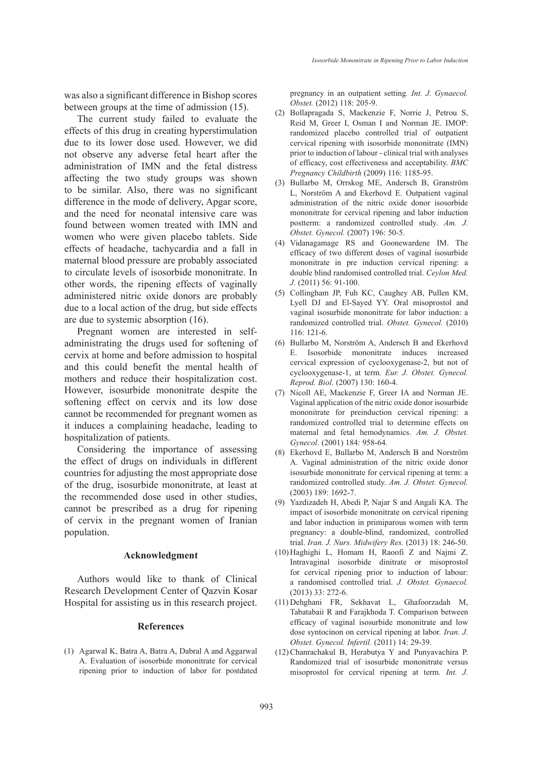was also a significant difference in Bishop scores between groups at the time of admission (15).

The current study failed to evaluate the effects of this drug in creating hyperstimulation due to its lower dose used. However, we did not observe any adverse fetal heart after the administration of IMN and the fetal distress affecting the two study groups was shown to be similar. Also, there was no significant difference in the mode of delivery, Apgar score, and the need for neonatal intensive care was found between women treated with IMN and women who were given placebo tablets. Side effects of headache, tachycardia and a fall in maternal blood pressure are probably associated to circulate levels of isosorbide mononitrate. In other words, the ripening effects of vaginally administered nitric oxide donors are probably due to a local action of the drug, but side effects are due to systemic absorption (16).

Pregnant women are interested in self-administrating the drugs used for softening of cervix at home and before admission to hospital and this could benefit the mental health of mothers and reduce their hospitalization cost. However, isosurbide mononitrate despite the softening effect on cervix and its low dose cannot be recommended for pregnant women as it induces a complaining headache, leading to hospitalization of patients.

Considering the importance of assessing the effect of drugs on individuals in different countries for adjusting the most appropriate dose of the drug, isosurbide mononitrate, at least at the recommended dose used in other studies, cannot be prescribed as a drug for ripening of cervix in the pregnant women of Iranian population.

## Acknowledgment

Authors would like to thank of Clinical Research Development Center of Qazvin Kosar Hospital for assisting us in this research project.

## References

(1) Agarwal K, Batra A, Batra A, Dabral A and Aggarwal A. Evaluation of isosorbide mononitrate for cervical ripening prior to induction of labor for postdated pregnancy in an outpatient setting. *Int. J. Gynaecol. Obstet.* (2012) 118: 205-9.

(2) Bollapragada S, Mackenzie F, Norrie J, Petrou S, Reid M, Greer I, Osman I and Norman JE. IMOP: randomized placebo controlled trial of outpatient cervical ripening with isosorbide mononitrate (IMN) prior to induction of labour - clinical trial with analyses of efficacy, cost effectiveness and acceptability. *BMC Pregnancy Childbirth* (2009) 116: 1185-95.

(3) Bullarbo M, Orrskog ME, Andersch B, Granström L, Norström A and Ekerhovd E. Outpatient vaginal administration of the nitric oxide donor isosorbide mononitrate for cervical ripening and labor induction postterm: a randomized controlled study. *Am. J. Obstet. Gynecol.* (2007) 196: 50-5.

(4) Vidanagamage RS and Goonewardene IM. The efficacy of two different doses of vaginal isosurbide mononitrate in pre induction cervical ripening: a double blind randomised controlled trial. *Ceylon Med. J.* (2011) 56: 91-100.

(5) Collingham JP, Fuh KC, Caughey AB, Pullen KM, Lyell DJ and El-Sayed YY. Oral misoprostol and vaginal isosorbide mononitrate for labor induction: a randomized controlled trial. *Obstet. Gynecol.* (2010) 116: 121-6.

(6) Bullarbo M, Norström A, Andersch B and Ekerhovd E. Isosorbide mononitrate induces increased cervical expression of cyclooxygenase-2, but not of cyclooxygenase-1, at term. *Eur. J. Obstet. Gynecol. Reprod. Biol*. (2007) 130: 160-4.

(7) Nicoll AE, Mackenzie F, Greer IA and Norman JE. Vaginal application of the nitric oxide donor isosorbide mononitrate for preinduction cervical ripening: a randomized controlled trial to determine effects on maternal and fetal hemodynamics. *Am. J. Obstet. Gynecol*. (2001) 184: 958-64.

(8) Ekerhovd E, Bullarbo M, Andersch B and Norström A. Vaginal administration of the nitric oxide donor isosurbide mononitrate for cervical ripening at term: a randomized controlled study. *Am. J. Obstet. Gynecol.* (2003) 189: 1692-7.

(9) Yazdizadeh H, Abedi P, Najar S and Angali KA. The impact of isosorbide mononitrate on cervical ripening and labor induction in primiparous women with term pregnancy: a double-blind, randomized, controlled trial. *Iran. J. Nurs. Midwifery Res.* (2013) 18: 246-50.

(10) Haghighi L, Homam H, Raoofi Z and Najmi Z. Intravaginal isosorbide dinitrate or misoprostol for cervical ripening prior to induction of labour: a randomised controlled trial. *J. Obstet. Gynaecol.* (2013) 33: 272-6.

(11) Dehghani FR, Sekhavat L, Ghafoorzadah M, Tabatabaii R and Farajkhoda T. Comparison between efficacy of vaginal isosurbide mononitrate and low dose syntocinon on cervical ripening at labor. *Iran. J. Obstet. Gynecol. Infertil.* (2011) 14: 29-39.

(12) Chanrachakul B, Herabutya Y and Punyavachira P. Randomized trial of isosurbide mononitrate versus misoprostol for cervical ripening at term. *Int. J.*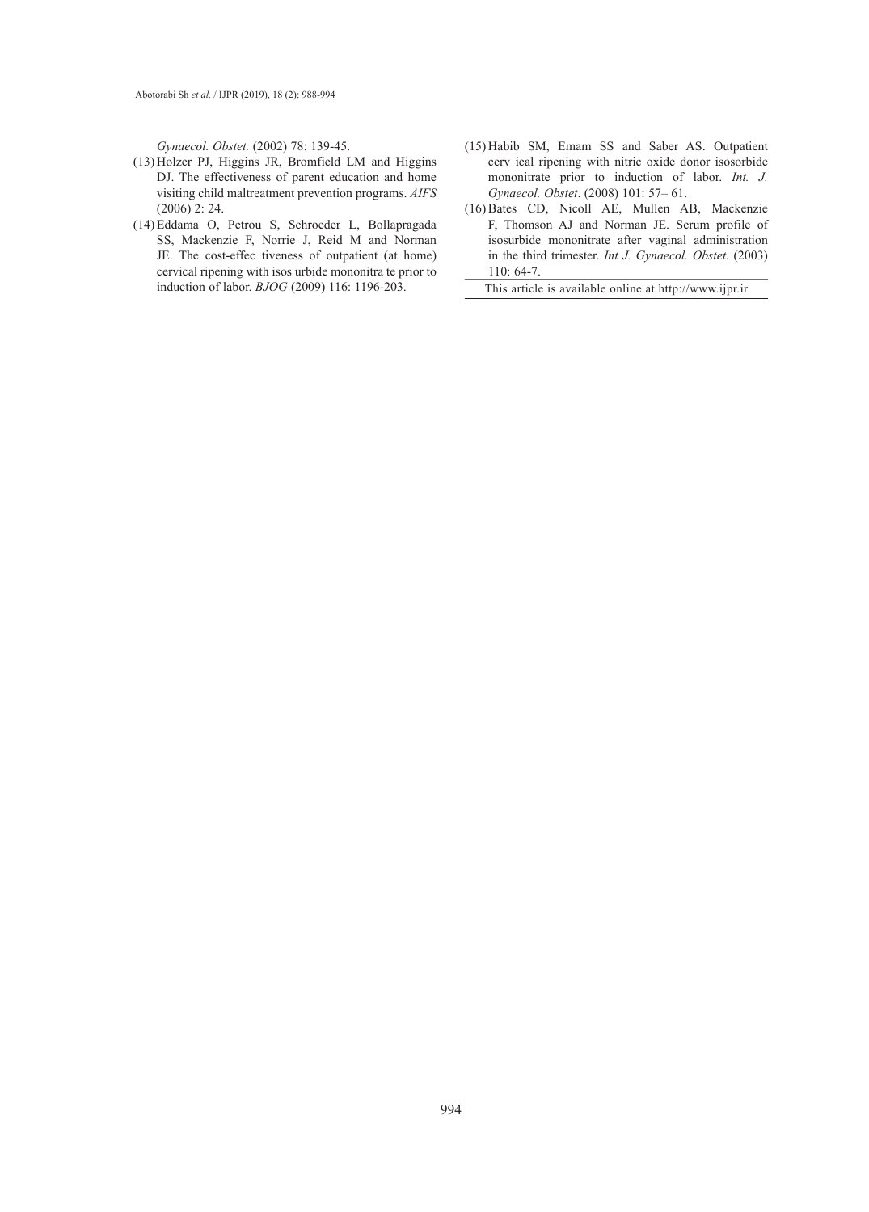*Gynaecol. Obstet.* (2002) 78: 139-45.

(13) Holzer PJ, Higgins JR, Bromfield LM and Higgins DJ. The effectiveness of parent education and home visiting child maltreatment prevention programs. *AIFS* (2006) 2: 24.

(14) Eddama O, Petrou S, Schroeder L, Bollapragada SS, Mackenzie F, Norrie J, Reid M and Norman JE. The cost-effec tiveness of outpatient (at home) cervical ripening with isos urbide mononitra te prior to induction of labor. *BJOG* (2009) 116: 1196-203.

(15) Habib SM, Emam SS and Saber AS. Outpatient cerv ical ripening with nitric oxide donor isosorbide mononitrate prior to induction of labor. *Int. J. Gynaecol. Obstet*. (2008) 101: 57– 61.

(16) Bates CD, Nicoll AE, Mullen AB, Mackenzie F, Thomson AJ and Norman JE. Serum profile of isosurbide mononitrate after vaginal administration in the third trimester. *Int J. Gynaecol. Obstet.* (2003) 110: 64-7.

This article is available online at http://www.ijpr.ir